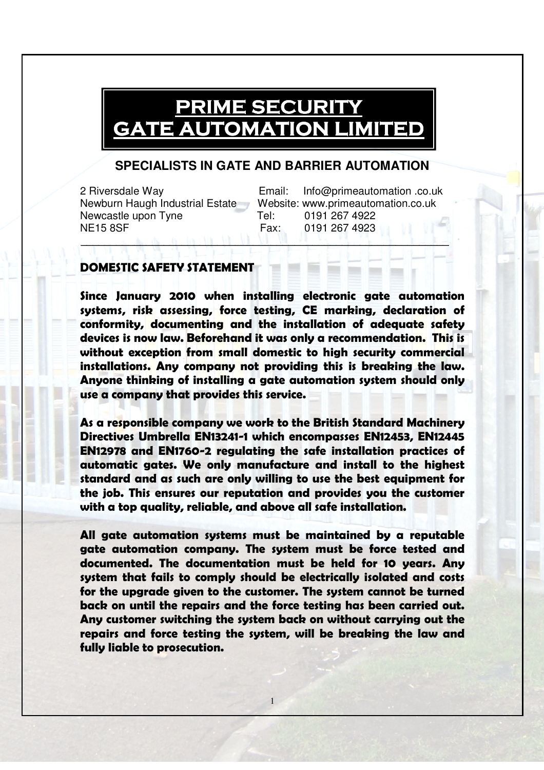# PRIME SECURITY GATE AUTOMATION LIMITED

## SPECIALISTS IN GATE AND BARRIER AUTOMATION

2 Riversdale Way
Newburn Haugh Industrial Estate
Newcastle upon Tyne
NE15 8SF

Email: Info@primeautomation .co.uk
Website: www.primeautomation.co.uk
Tel: 0191 267 4922
Fax: 0191 267 4923

---

### DOMESTIC SAFETY STATEMENT

**Since January 2010 when installing electronic gate automation systems, risk assessing, force testing, CE marking, declaration of conformity, documenting and the installation of adequate safety devices is now law. Beforehand it was only a recommendation. This is without exception from small domestic to high security commercial installations. Any company not providing this is breaking the law. Anyone thinking of installing a gate automation system should only use a company that provides this service.**

**As a responsible company we work to the British Standard Machinery Directives Umbrella EN13241-1 which encompasses EN12453, EN12445 EN12978 and EN1760-2 regulating the safe installation practices of automatic gates. We only manufacture and install to the highest standard and as such are only willing to use the best equipment for the job. This ensures our reputation and provides you the customer with a top quality, reliable, and above all safe installation.**

**All gate automation systems must be maintained by a reputable gate automation company. The system must be force tested and documented. The documentation must be held for 10 years. Any system that fails to comply should be electrically isolated and costs for the upgrade given to the customer. The system cannot be turned back on until the repairs and the force testing has been carried out. Any customer switching the system back on without carrying out the repairs and force testing the system, will be breaking the law and fully liable to prosecution.**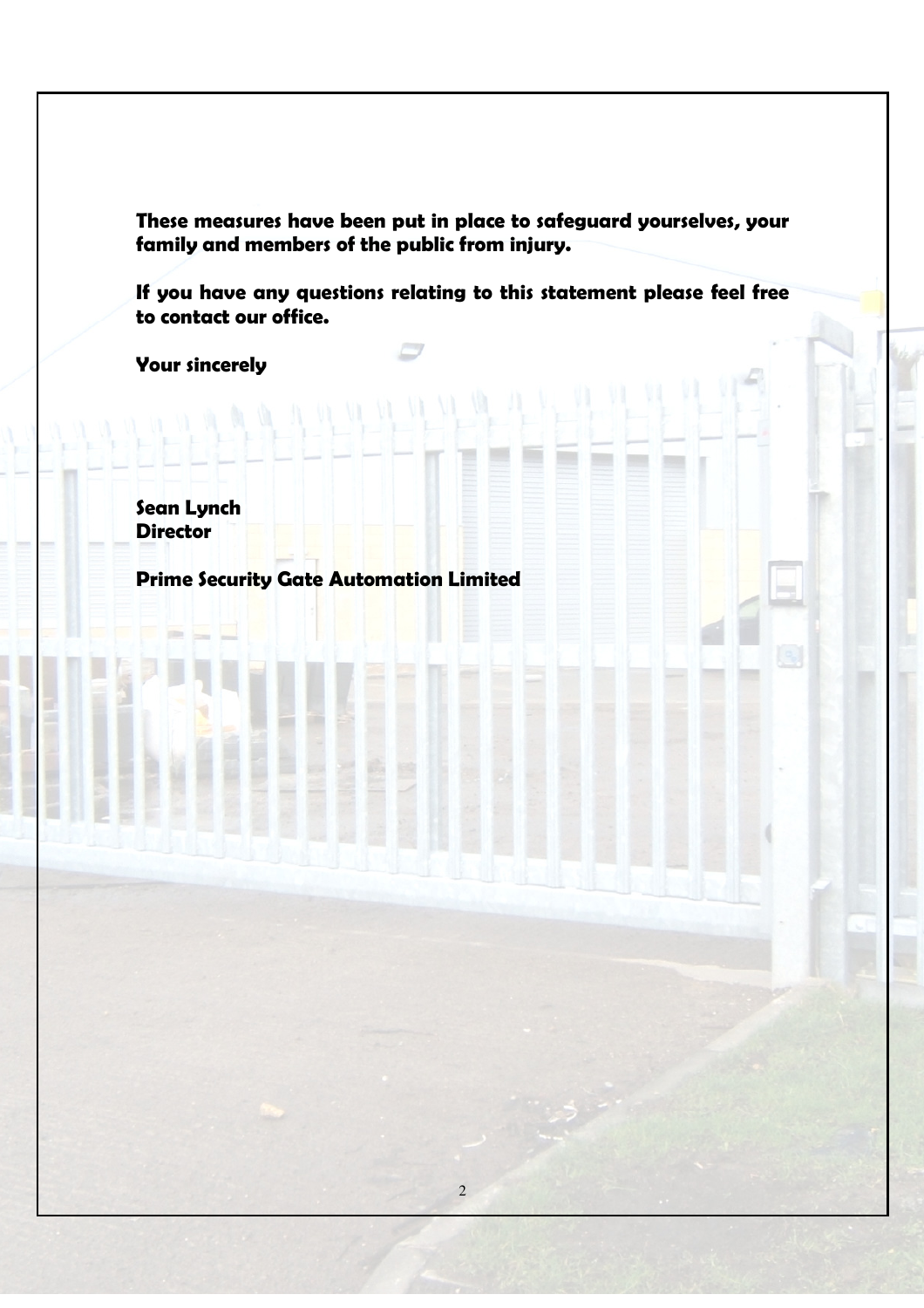**These measures have been put in place to safeguard yourselves, your family and members of the public from injury.**

**If you have any questions relating to this statement please feel free to contact our office.**

**Your sincerely**

**Sean Lynch**
**Director**

**Prime Security Gate Automation Limited**